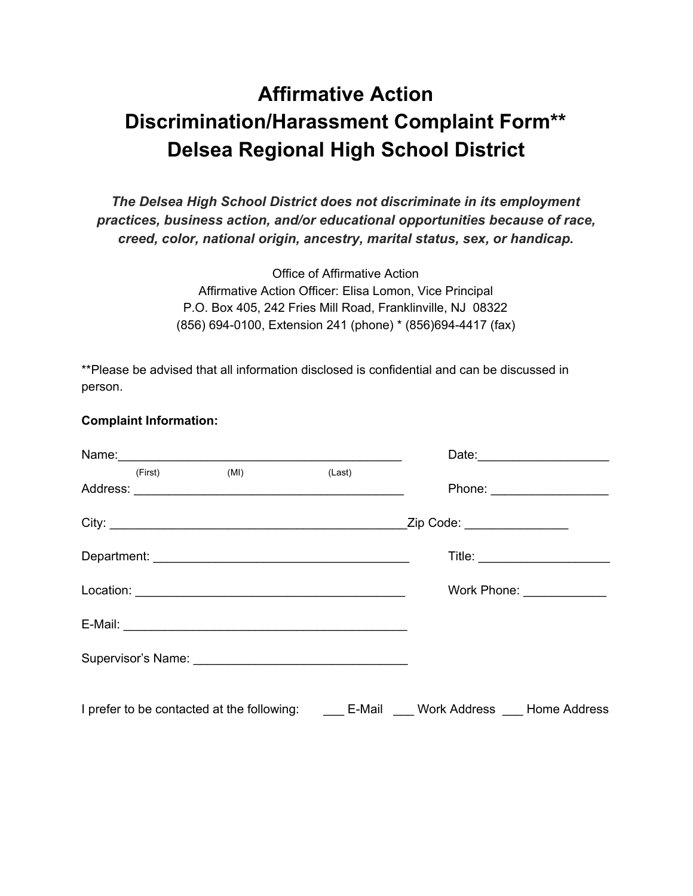# Affirmative Action
# Discrimination/Harassment Complaint Form**
# Delsea Regional High School District

***The Delsea High School District does not discriminate in its employment practices, business action, and/or educational opportunities because of race, creed, color, national origin, ancestry, marital status, sex, or handicap.***

Office of Affirmative Action
Affirmative Action Officer: Elisa Lomon, Vice Principal
P.O. Box 405, 242 Fries Mill Road, Franklinville, NJ 08322
(856) 694-0100, Extension 241 (phone) * (856)694-4417 (fax)

**Please be advised that all information disclosed is confidential and can be discussed in person.

**Complaint Information:**

Name:__________________________________________ Date:___________________
(First) (MI) (Last)

Address: ________________________________________ Phone: _________________

City: ____________________________________________Zip Code: _______________

Department: ______________________________________ Title: ___________________

Location: ________________________________________ Work Phone: ____________

E-Mail: __________________________________________

Supervisor's Name: _______________________________

I prefer to be contacted at the following: ___ E-Mail ___ Work Address ___ Home Address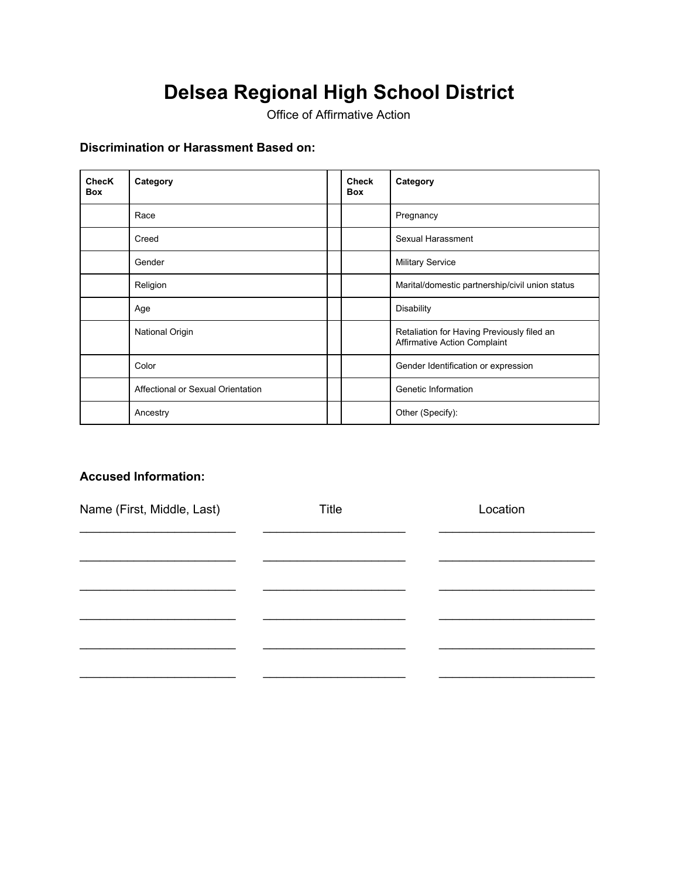# Delsea Regional High School District

Office of Affirmative Action

### Discrimination or Harassment Based on:

| ChecK Box | Category | | Check Box | Category |
|---|---|---|---|---|
| | Race | | | Pregnancy |
| | Creed | | | Sexual Harassment |
| | Gender | | | Military Service |
| | Religion | | | Marital/domestic partnership/civil union status |
| | Age | | | Disability |
| | National Origin | | | Retaliation for Having Previously filed an Affirmative Action Complaint |
| | Color | | | Gender Identification or expression |
| | Affectional or Sexual Orientation | | | Genetic Information |
| | Ancestry | | | Other (Specify): |

### Accused Information:

| Name (First, Middle, Last) | Title | Location |
|---|---|---|
| ________________________ | ______________________ | ________________________ |
| ________________________ | ______________________ | ________________________ |
| ________________________ | ______________________ | ________________________ |
| ________________________ | ______________________ | ________________________ |
| ________________________ | ______________________ | ________________________ |
| ________________________ | ______________________ | ________________________ |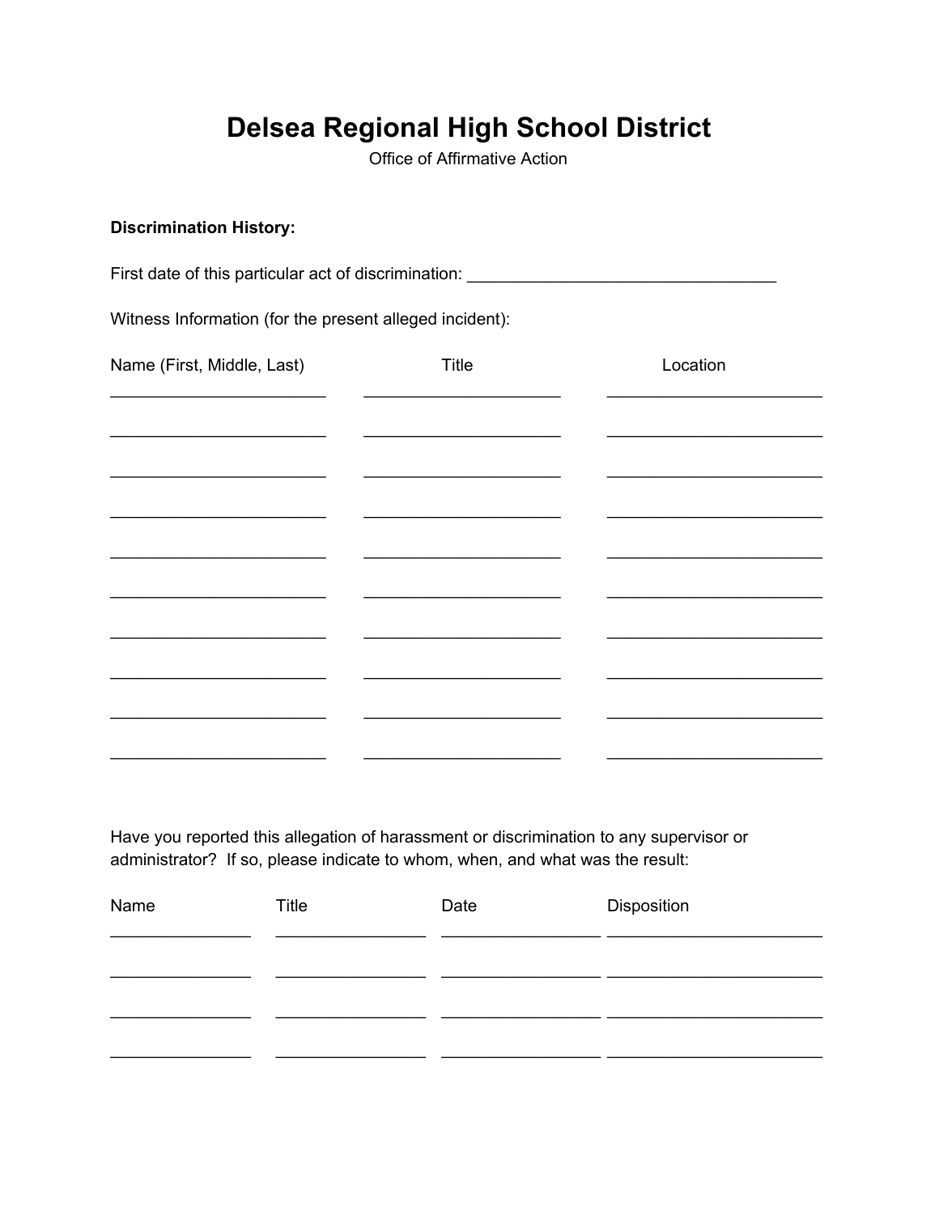# Delsea Regional High School District

Office of Affirmative Action

**Discrimination History:**

First date of this particular act of discrimination: ________________________________

Witness Information (for the present alleged incident):

| Name (First, Middle, Last) | Title | Location |
| --- | --- | --- |
| | | |
| | | |
| | | |
| | | |
| | | |
| | | |
| | | |
| | | |
| | | |
| | | |

Have you reported this allegation of harassment or discrimination to any supervisor or administrator? If so, please indicate to whom, when, and what was the result:

| Name | Title | Date | Disposition |
| --- | --- | --- | --- |
| | | | |
| | | | |
| | | | |
| | | | |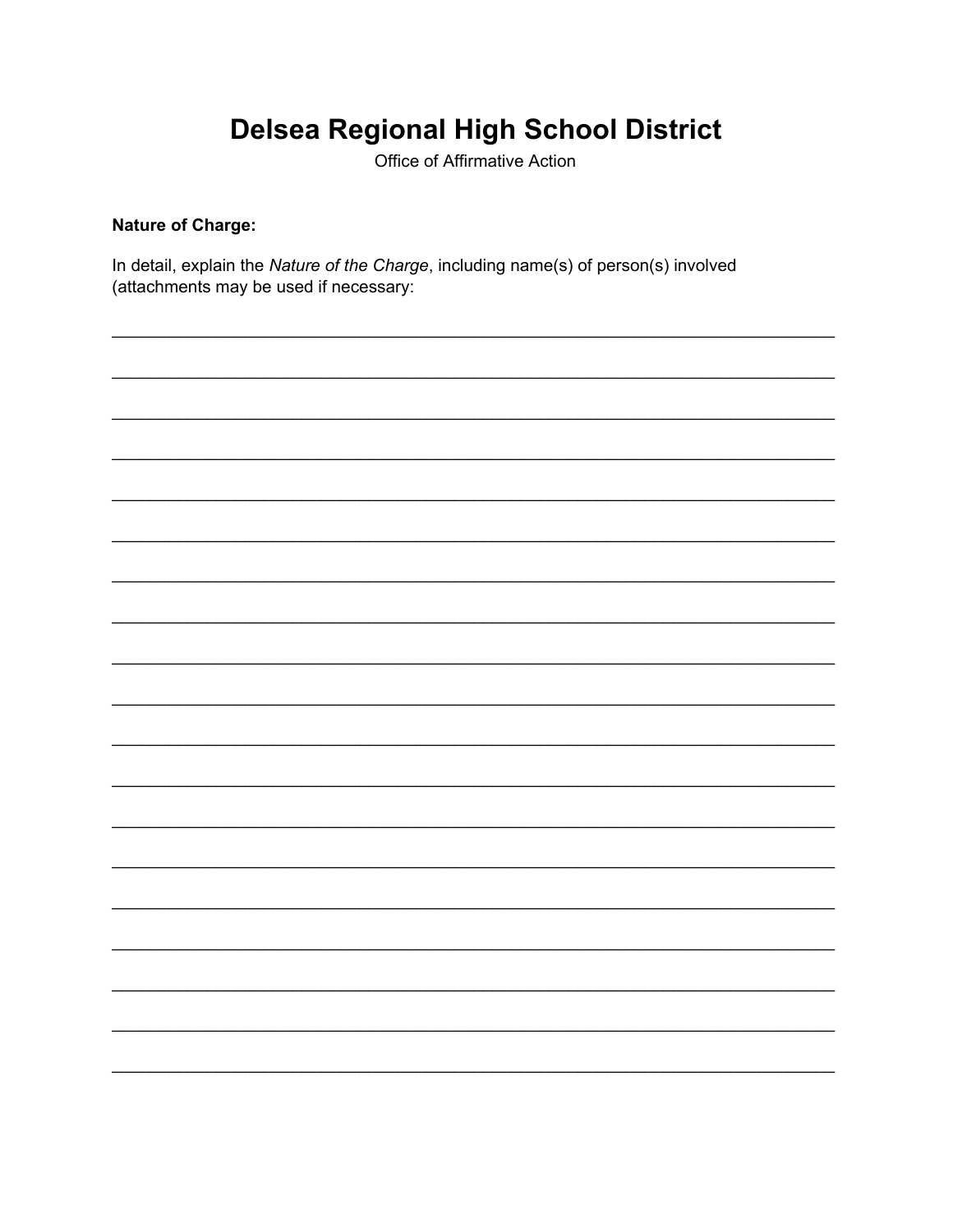# Delsea Regional High School District

Office of Affirmative Action

**Nature of Charge:**

In detail, explain the *Nature of the Charge*, including name(s) of person(s) involved (attachments may be used if necessary:

_______________________________________________________________________________

_______________________________________________________________________________

_______________________________________________________________________________

_______________________________________________________________________________

_______________________________________________________________________________

_______________________________________________________________________________

_______________________________________________________________________________

_______________________________________________________________________________

_______________________________________________________________________________

_______________________________________________________________________________

_______________________________________________________________________________

_______________________________________________________________________________

_______________________________________________________________________________

_______________________________________________________________________________

_______________________________________________________________________________

_______________________________________________________________________________

_______________________________________________________________________________

_______________________________________________________________________________

_______________________________________________________________________________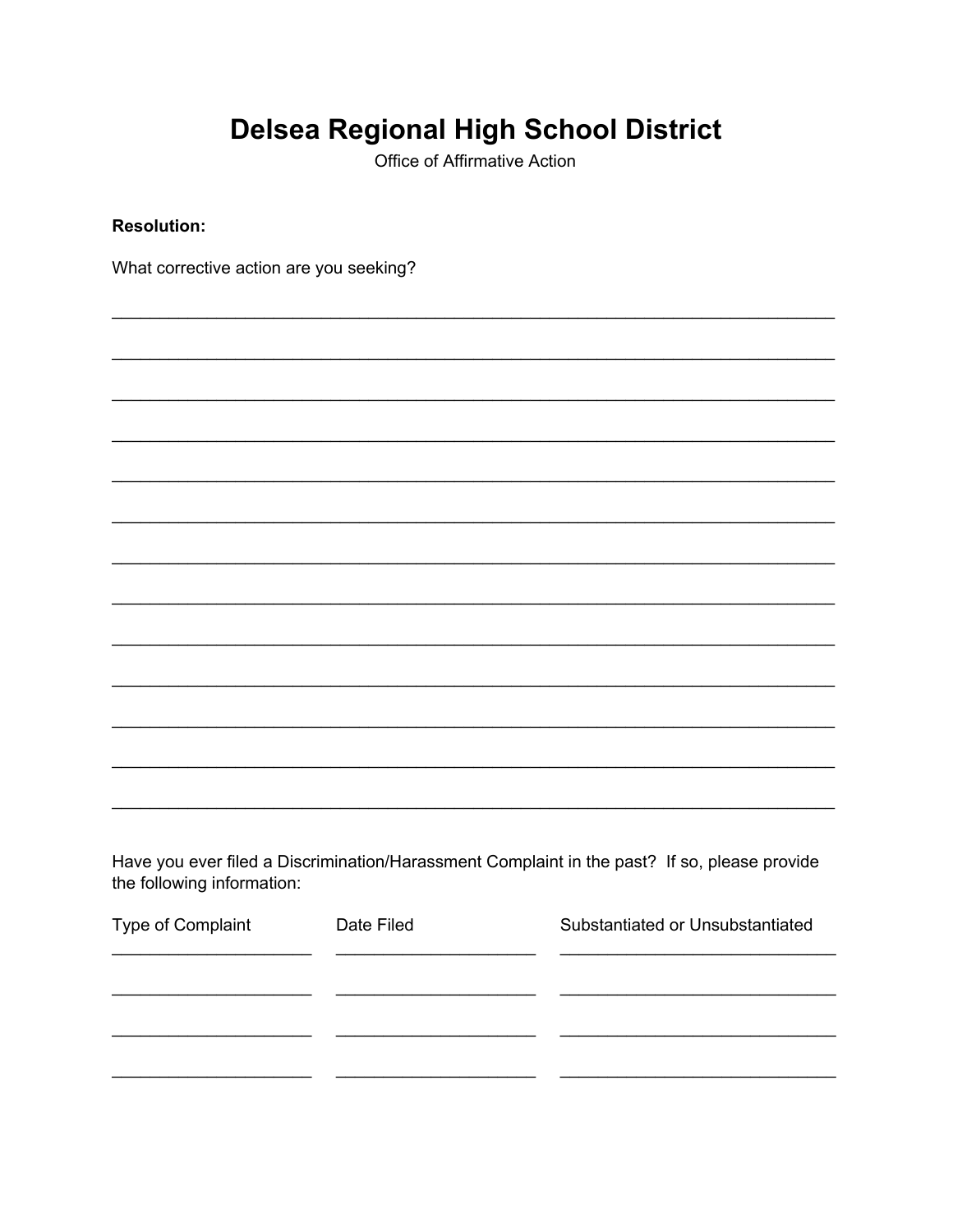# Delsea Regional High School District

Office of Affirmative Action

**Resolution:**

What corrective action are you seeking?

_______________________________________________________________________________

_______________________________________________________________________________

_______________________________________________________________________________

_______________________________________________________________________________

_______________________________________________________________________________

_______________________________________________________________________________

_______________________________________________________________________________

_______________________________________________________________________________

_______________________________________________________________________________

_______________________________________________________________________________

_______________________________________________________________________________

_______________________________________________________________________________

_______________________________________________________________________________

Have you ever filed a Discrimination/Harassment Complaint in the past? If so, please provide the following information:

| Type of Complaint | Date Filed | Substantiated or Unsubstantiated |
|---|---|---|
| | | |
| | | |
| | | |
| | | |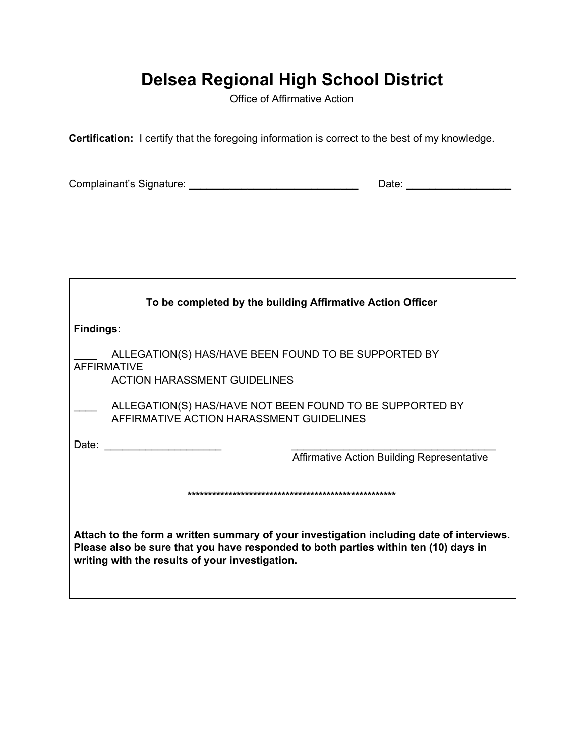# Delsea Regional High School District

Office of Affirmative Action

**Certification:** I certify that the foregoing information is correct to the best of my knowledge.

Complainant's Signature: _____________________________ Date: __________________

**To be completed by the building Affirmative Action Officer**

**Findings:**

____ ALLEGATION(S) HAS/HAVE BEEN FOUND TO BE SUPPORTED BY AFFIRMATIVE ACTION HARASSMENT GUIDELINES

____ ALLEGATION(S) HAS/HAVE NOT BEEN FOUND TO BE SUPPORTED BY AFFIRMATIVE ACTION HARASSMENT GUIDELINES

Date: ____________________ ___________________________________

Affirmative Action Building Representative

*****************************************************

**Attach to the form a written summary of your investigation including date of interviews. Please also be sure that you have responded to both parties within ten (10) days in writing with the results of your investigation.**